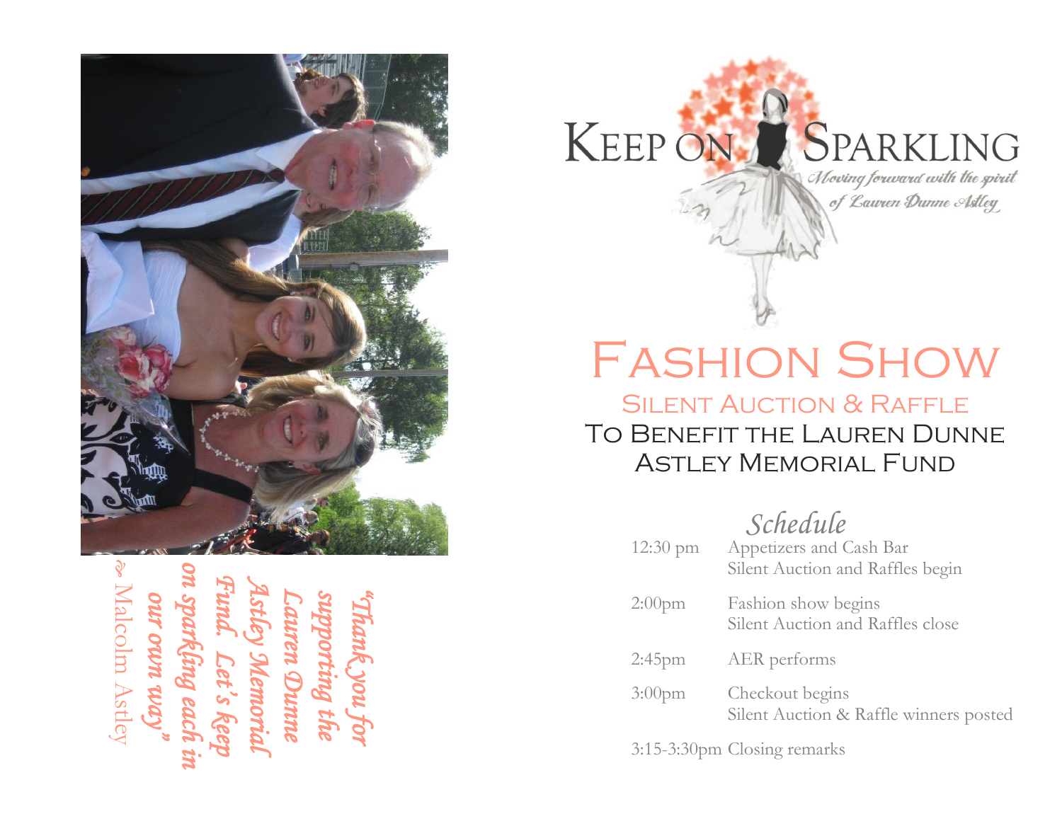"Thank you for supporting the Lauren Dunne Astley Memorial Fund. Let's keep on sparkling each in our own way"

– Malcolm Astley

# KEEP ON SPARKLING

*Moving forward with the spirit of Lauren Dunne Astley*

# FASHION SHOW

## SILENT AUCTION & RAFFLE

### TO BENEFIT THE LAUREN DUNNE ASTLEY MEMORIAL FUND

*Schedule*

| | |
|---|---|
| 12:30 pm | Appetizers and Cash Bar<br>Silent Auction and Raffles begin |
| 2:00pm | Fashion show begins<br>Silent Auction and Raffles close |
| 2:45pm | AER performs |
| 3:00pm | Checkout begins<br>Silent Auction & Raffle winners posted |
| 3:15-3:30pm | Closing remarks |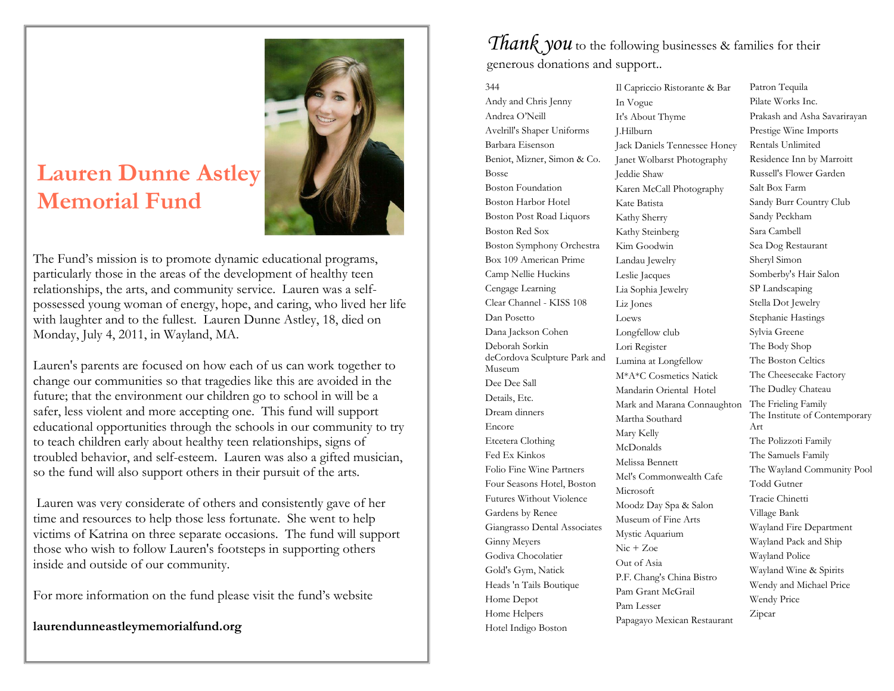# Lauren Dunne Astley Memorial Fund

The Fund's mission is to promote dynamic educational programs, particularly those in the areas of the development of healthy teen relationships, the arts, and community service. Lauren was a self-possessed young woman of energy, hope, and caring, who lived her life with laughter and to the fullest. Lauren Dunne Astley, 18, died on Monday, July 4, 2011, in Wayland, MA.

Lauren's parents are focused on how each of us can work together to change our communities so that tragedies like this are avoided in the future; that the environment our children go to school in will be a safer, less violent and more accepting one. This fund will support educational opportunities through the schools in our community to try to teach children early about healthy teen relationships, signs of troubled behavior, and self-esteem. Lauren was also a gifted musician, so the fund will also support others in their pursuit of the arts.

Lauren was very considerate of others and consistently gave of her time and resources to help those less fortunate. She went to help victims of Katrina on three separate occasions. The fund will support those who wish to follow Lauren's footsteps in supporting others inside and outside of our community.

For more information on the fund please visit the fund's website

**laurendunneastleymemorialfund.org**

*Thank you* to the following businesses & families for their generous donations and support..

344
Andy and Chris Jenny
Andrea O'Neill
Avelrill's Shaper Uniforms
Barbara Eisenson
Beniot, Mizner, Simon & Co.
Bosse
Boston Foundation
Boston Harbor Hotel
Boston Post Road Liquors
Boston Red Sox
Boston Symphony Orchestra
Box 109 American Prime
Camp Nellie Huckins
Cengage Learning
Clear Channel - KISS 108
Dan Posetto
Dana Jackson Cohen
Deborah Sorkin
deCordova Sculpture Park and Museum
Dee Dee Sall
Details, Etc.
Dream dinners
Encore
Etcetera Clothing
Fed Ex Kinkos
Folio Fine Wine Partners
Four Seasons Hotel, Boston
Futures Without Violence
Gardens by Renee
Giangrasso Dental Associates
Ginny Meyers
Godiva Chocolatier
Gold's Gym, Natick
Heads 'n Tails Boutique
Home Depot
Home Helpers
Hotel Indigo Boston
Il Capriccio Ristorante & Bar
In Vogue
It's About Thyme
J.Hilburn
Jack Daniels Tennessee Honey
Janet Wolbarst Photography
Jeddie Shaw
Karen McCall Photography
Kate Batista
Kathy Sherry
Kathy Steinberg
Kim Goodwin
Landau Jewelry
Leslie Jacques
Lia Sophia Jewelry
Liz Jones
Loews
Longfellow club
Lori Register
Lumina at Longfellow
M*A*C Cosmetics Natick
Mandarin Oriental Hotel
Mark and Marana Connaughton
Martha Southard
Mary Kelly
McDonalds
Melissa Bennett
Mel's Commonwealth Cafe
Microsoft
Moodz Day Spa & Salon
Museum of Fine Arts
Mystic Aquarium
Nic + Zoe
Out of Asia
P.F. Chang's China Bistro
Pam Grant McGrail
Pam Lesser
Papagayo Mexican Restaurant
Patron Tequila
Pilate Works Inc.
Prakash and Asha Savarirayan
Prestige Wine Imports
Rentals Unlimited
Residence Inn by Marroitt
Russell's Flower Garden
Salt Box Farm
Sandy Burr Country Club
Sandy Peckham
Sara Cambell
Sea Dog Restaurant
Sheryl Simon
Somberby's Hair Salon
SP Landscaping
Stella Dot Jewelry
Stephanie Hastings
Sylvia Greene
The Body Shop
The Boston Celtics
The Cheesecake Factory
The Dudley Chateau
The Frieling Family
The Institute of Contemporary Art
The Polizzoti Family
The Samuels Family
The Wayland Community Pool
Todd Gutner
Tracie Chinetti
Village Bank
Wayland Fire Department
Wayland Pack and Ship
Wayland Police
Wayland Wine & Spirits
Wendy and Michael Price
Wendy Price
Zipcar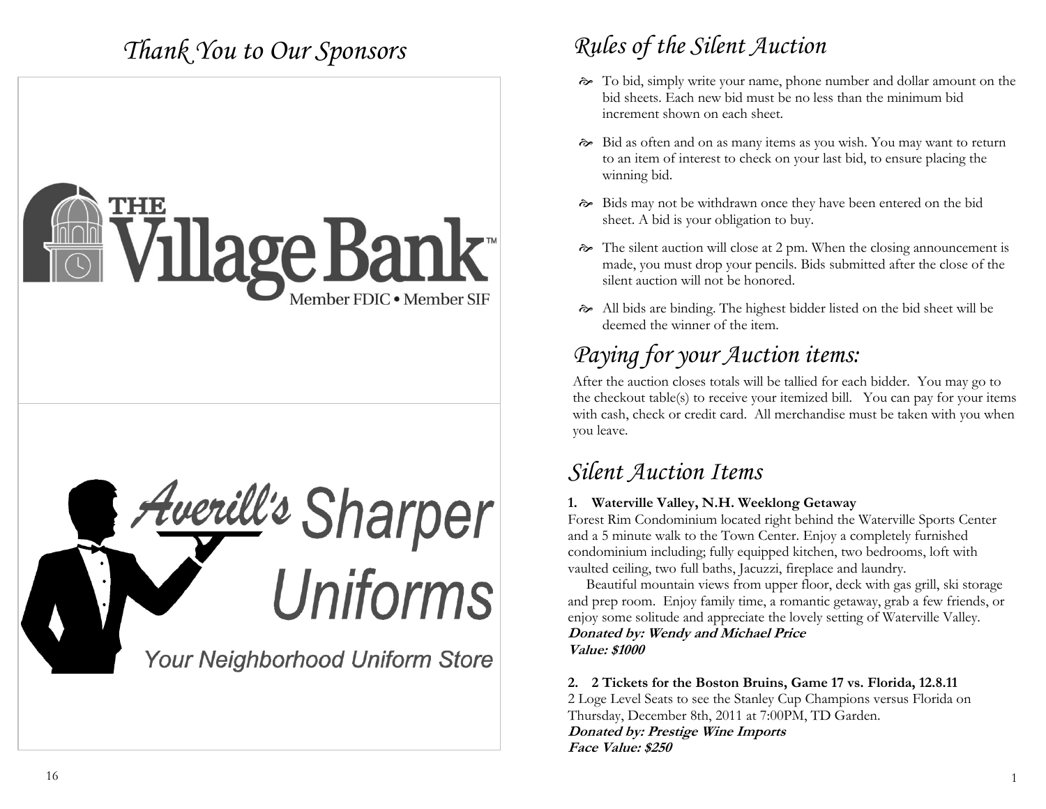# Thank You to Our Sponsors

THE Village Bank™

Member FDIC • Member SIF

Averill's Sharper Uniforms

Your Neighborhood Uniform Store

# Rules of the Silent Auction

- To bid, simply write your name, phone number and dollar amount on the bid sheets. Each new bid must be no less than the minimum bid increment shown on each sheet.
- Bid as often and on as many items as you wish. You may want to return to an item of interest to check on your last bid, to ensure placing the winning bid.
- Bids may not be withdrawn once they have been entered on the bid sheet. A bid is your obligation to buy.
- The silent auction will close at 2 pm. When the closing announcement is made, you must drop your pencils. Bids submitted after the close of the silent auction will not be honored.
- All bids are binding. The highest bidder listed on the bid sheet will be deemed the winner of the item.

# Paying for your Auction items:

After the auction closes totals will be tallied for each bidder. You may go to the checkout table(s) to receive your itemized bill. You can pay for your items with cash, check or credit card. All merchandise must be taken with you when you leave.

# Silent Auction Items

**1. Waterville Valley, N.H. Weeklong Getaway**

Forest Rim Condominium located right behind the Waterville Sports Center and a 5 minute walk to the Town Center. Enjoy a completely furnished condominium including; fully equipped kitchen, two bedrooms, loft with vaulted ceiling, two full baths, Jacuzzi, fireplace and laundry.

Beautiful mountain views from upper floor, deck with gas grill, ski storage and prep room. Enjoy family time, a romantic getaway, grab a few friends, or enjoy some solitude and appreciate the lovely setting of Waterville Valley.

***Donated by: Wendy and Michael Price***

***Value: $1000***

**2. 2 Tickets for the Boston Bruins, Game 17 vs. Florida, 12.8.11**

2 Loge Level Seats to see the Stanley Cup Champions versus Florida on Thursday, December 8th, 2011 at 7:00PM, TD Garden.

***Donated by: Prestige Wine Imports***

***Face Value: $250***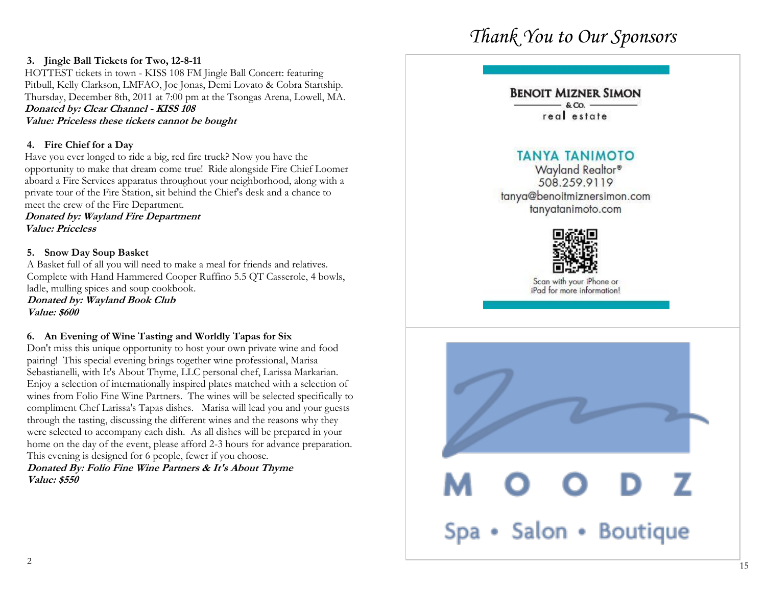**3. Jingle Ball Tickets for Two, 12-8-11**

HOTTEST tickets in town - KISS 108 FM Jingle Ball Concert: featuring Pitbull, Kelly Clarkson, LMFAO, Joe Jonas, Demi Lovato & Cobra Startship. Thursday, December 8th, 2011 at 7:00 pm at the Tsongas Arena, Lowell, MA.

***Donated by: Clear Channel - KISS 108***
***Value: Priceless these tickets cannot be bought***

**4. Fire Chief for a Day**

Have you ever longed to ride a big, red fire truck? Now you have the opportunity to make that dream come true! Ride alongside Fire Chief Loomer aboard a Fire Services apparatus throughout your neighborhood, along with a private tour of the Fire Station, sit behind the Chief's desk and a chance to meet the crew of the Fire Department.

***Donated by: Wayland Fire Department***
***Value: Priceless***

**5. Snow Day Soup Basket**

A Basket full of all you will need to make a meal for friends and relatives. Complete with Hand Hammered Cooper Ruffino 5.5 QT Casserole, 4 bowls, ladle, mulling spices and soup cookbook.

***Donated by: Wayland Book Club***
***Value: $600***

**6. An Evening of Wine Tasting and Worldly Tapas for Six**

Don't miss this unique opportunity to host your own private wine and food pairing! This special evening brings together wine professional, Marisa Sebastianelli, with It's About Thyme, LLC personal chef, Larissa Markarian. Enjoy a selection of internationally inspired plates matched with a selection of wines from Folio Fine Wine Partners. The wines will be selected specifically to compliment Chef Larissa's Tapas dishes. Marisa will lead you and your guests through the tasting, discussing the different wines and the reasons why they were selected to accompany each dish. As all dishes will be prepared in your home on the day of the event, please afford 2-3 hours for advance preparation. This evening is designed for 6 people, fewer if you choose.

***Donated By: Folio Fine Wine Partners & It's About Thyme***
***Value: $550***

# *Thank You to Our Sponsors*

**BENOIT MIZNER SIMON**
& Co.
real estate

**TANYA TANIMOTO**
Wayland Realtor®
508.259.9119
tanya@benoitmiznersimon.com
tanyatanimoto.com

Scan with your iPhone or iPad for more information!

**MOODZ**
Spa • Salon • Boutique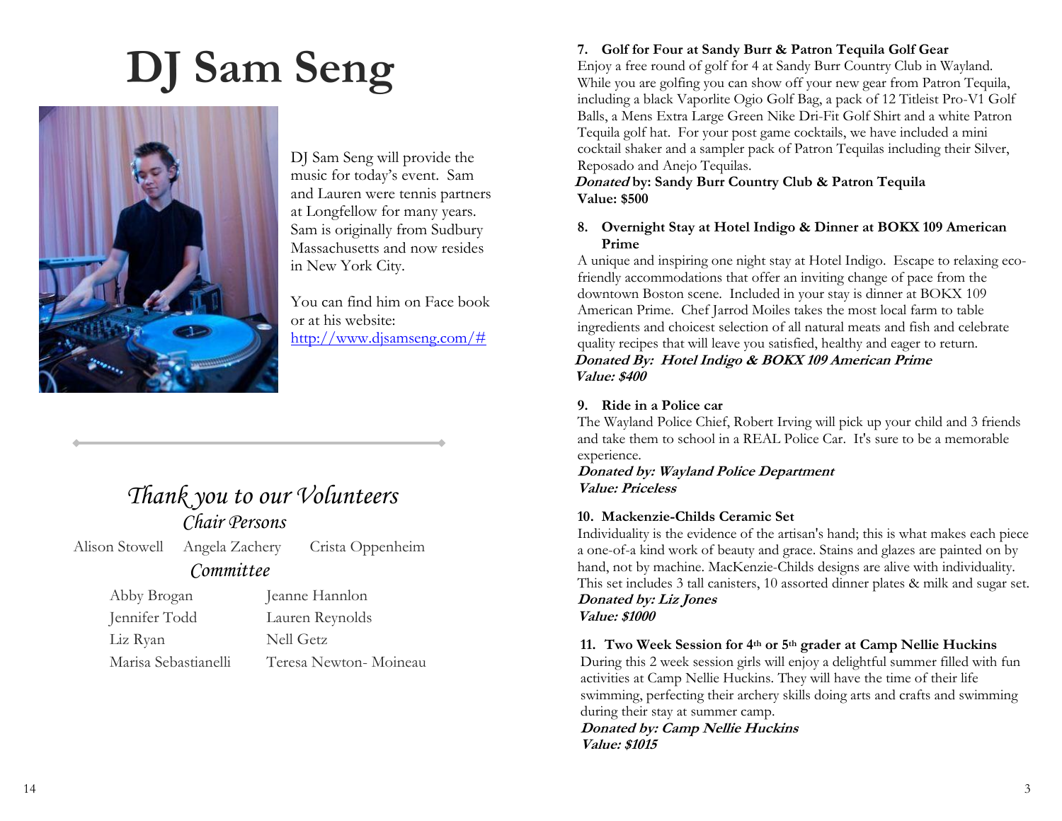# DJ Sam Seng

DJ Sam Seng will provide the music for today's event. Sam and Lauren were tennis partners at Longfellow for many years. Sam is originally from Sudbury Massachusetts and now resides in New York City.

You can find him on Face book or at his website: http://www.djsamseng.com/#

## *Thank you to our Volunteers*

### *Chair Persons*

Alison Stowell    Angela Zachery    Crista Oppenheim

### *Committee*

| | |
|---|---|
| Abby Brogan | Jeanne Hanlon |
| Jennifer Todd | Lauren Reynolds |
| Liz Ryan | Nell Getz |
| Marisa Sebastianelli | Teresa Newton- Moineau |

**7. Golf for Four at Sandy Burr & Patron Tequila Golf Gear**

Enjoy a free round of golf for 4 at Sandy Burr Country Club in Wayland. While you are golfing you can show off your new gear from Patron Tequila, including a black Vaporlite Ogio Golf Bag, a pack of 12 Titleist Pro-V1 Golf Balls, a Mens Extra Large Green Nike Dri-Fit Golf Shirt and a white Patron Tequila golf hat. For your post game cocktails, we have included a mini cocktail shaker and a sampler pack of Patron Tequilas including their Silver, Reposado and Anejo Tequilas.

***Donated* by: Sandy Burr Country Club & Patron Tequila**
**Value: $500**

**8. Overnight Stay at Hotel Indigo & Dinner at BOKX 109 American Prime**

A unique and inspiring one night stay at Hotel Indigo. Escape to relaxing eco-friendly accommodations that offer an inviting change of pace from the downtown Boston scene. Included in your stay is dinner at BOKX 109 American Prime. Chef Jarrod Moiles takes the most local farm to table ingredients and choicest selection of all natural meats and fish and celebrate quality recipes that will leave you satisfied, healthy and eager to return.

***Donated By: Hotel Indigo & BOKX 109 American Prime***
***Value: $400***

**9. Ride in a Police car**

The Wayland Police Chief, Robert Irving will pick up your child and 3 friends and take them to school in a REAL Police Car. It's sure to be a memorable experience.

***Donated by: Wayland Police Department***
***Value: Priceless***

**10. Mackenzie-Childs Ceramic Set**

Individuality is the evidence of the artisan's hand; this is what makes each piece a one-of-a kind work of beauty and grace. Stains and glazes are painted on by hand, not by machine. MacKenzie-Childs designs are alive with individuality. This set includes 3 tall canisters, 10 assorted dinner plates & milk and sugar set.

***Donated by: Liz Jones***
***Value: $1000***

**11. Two Week Session for 4th or 5th grader at Camp Nellie Huckins**

During this 2 week session girls will enjoy a delightful summer filled with fun activities at Camp Nellie Huckins. They will have the time of their life swimming, perfecting their archery skills doing arts and crafts and swimming during their stay at summer camp.

***Donated by: Camp Nellie Huckins***
***Value: $1015***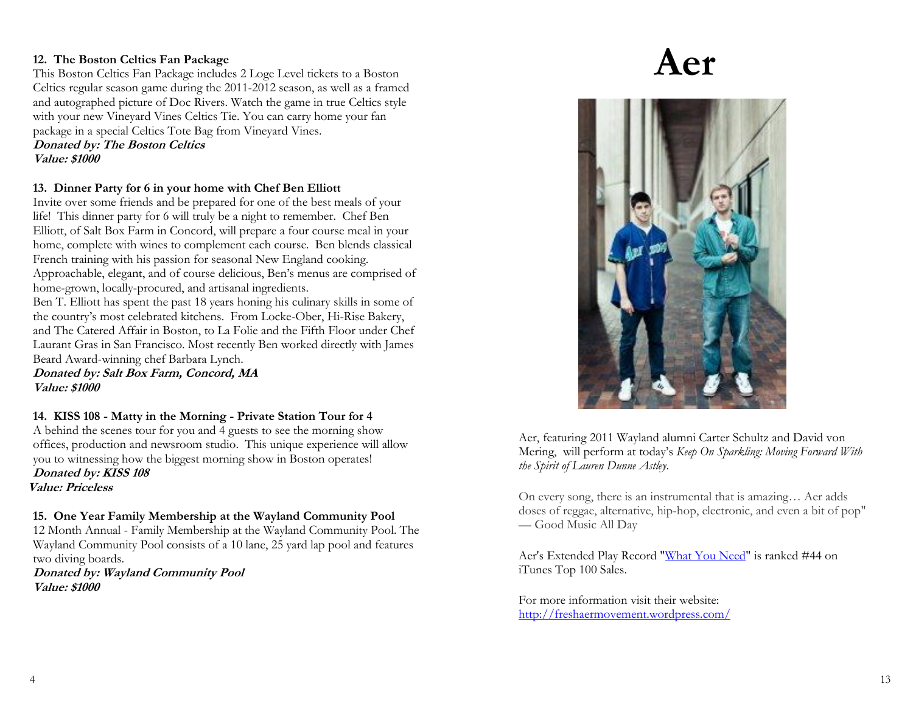**12. The Boston Celtics Fan Package**

This Boston Celtics Fan Package includes 2 Loge Level tickets to a Boston Celtics regular season game during the 2011-2012 season, as well as a framed and autographed picture of Doc Rivers. Watch the game in true Celtics style with your new Vineyard Vines Celtics Tie. You can carry home your fan package in a special Celtics Tote Bag from Vineyard Vines.

***Donated by: The Boston Celtics***
***Value: $1000***

**13. Dinner Party for 6 in your home with Chef Ben Elliott**

Invite over some friends and be prepared for one of the best meals of your life! This dinner party for 6 will truly be a night to remember. Chef Ben Elliott, of Salt Box Farm in Concord, will prepare a four course meal in your home, complete with wines to complement each course. Ben blends classical French training with his passion for seasonal New England cooking. Approachable, elegant, and of course delicious, Ben's menus are comprised of home-grown, locally-procured, and artisanal ingredients.

Ben T. Elliott has spent the past 18 years honing his culinary skills in some of the country's most celebrated kitchens. From Locke-Ober, Hi-Rise Bakery, and The Catered Affair in Boston, to La Folie and the Fifth Floor under Chef Laurant Gras in San Francisco. Most recently Ben worked directly with James Beard Award-winning chef Barbara Lynch.

***Donated by: Salt Box Farm, Concord, MA***
***Value: $1000***

**14. KISS 108 - Matty in the Morning - Private Station Tour for 4**

A behind the scenes tour for you and 4 guests to see the morning show offices, production and newsroom studio. This unique experience will allow you to witnessing how the biggest morning show in Boston operates!

***Donated by: KISS 108***
***Value: Priceless***

**15. One Year Family Membership at the Wayland Community Pool**

12 Month Annual - Family Membership at the Wayland Community Pool. The Wayland Community Pool consists of a 10 lane, 25 yard lap pool and features two diving boards.

***Donated by: Wayland Community Pool***
***Value: $1000***

# Aer

Aer, featuring 2011 Wayland alumni Carter Schultz and David von Mering, will perform at today's *Keep On Sparkling: Moving Forward With the Spirit of Lauren Dunne Astley*.

On every song, there is an instrumental that is amazing… Aer adds doses of reggae, alternative, hip-hop, electronic, and even a bit of pop" — Good Music All Day

Aer's Extended Play Record "What You Need" is ranked #44 on iTunes Top 100 Sales.

For more information visit their website:
http://freshaermovement.wordpress.com/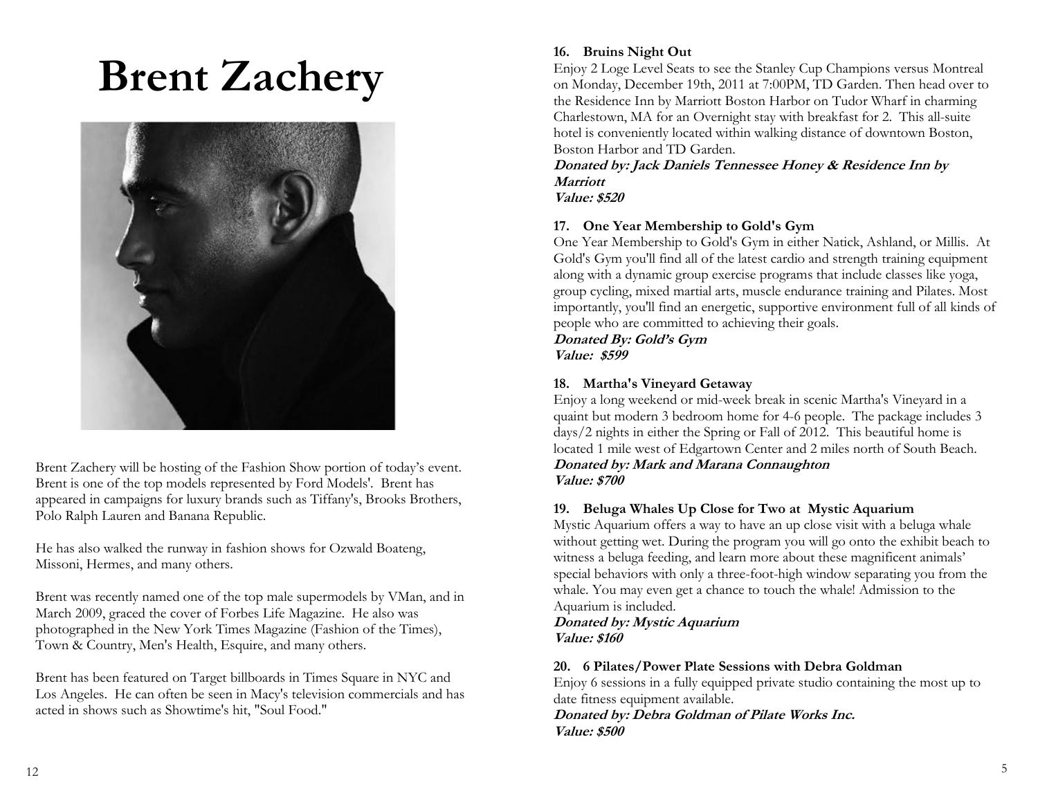# Brent Zachery

Brent Zachery will be hosting of the Fashion Show portion of today's event. Brent is one of the top models represented by Ford Models'. Brent has appeared in campaigns for luxury brands such as Tiffany's, Brooks Brothers, Polo Ralph Lauren and Banana Republic.

He has also walked the runway in fashion shows for Ozwald Boateng, Missoni, Hermes, and many others.

Brent was recently named one of the top male supermodels by VMan, and in March 2009, graced the cover of Forbes Life Magazine. He also was photographed in the New York Times Magazine (Fashion of the Times), Town & Country, Men's Health, Esquire, and many others.

Brent has been featured on Target billboards in Times Square in NYC and Los Angeles. He can often be seen in Macy's television commercials and has acted in shows such as Showtime's hit, "Soul Food."

**16. Bruins Night Out**

Enjoy 2 Loge Level Seats to see the Stanley Cup Champions versus Montreal on Monday, December 19th, 2011 at 7:00PM, TD Garden. Then head over to the Residence Inn by Marriott Boston Harbor on Tudor Wharf in charming Charlestown, MA for an Overnight stay with breakfast for 2. This all-suite hotel is conveniently located within walking distance of downtown Boston, Boston Harbor and TD Garden.

***Donated by: Jack Daniels Tennessee Honey & Residence Inn by Marriott***
***Value: $520***

**17. One Year Membership to Gold's Gym**

One Year Membership to Gold's Gym in either Natick, Ashland, or Millis. At Gold's Gym you'll find all of the latest cardio and strength training equipment along with a dynamic group exercise programs that include classes like yoga, group cycling, mixed martial arts, muscle endurance training and Pilates. Most importantly, you'll find an energetic, supportive environment full of all kinds of people who are committed to achieving their goals.

***Donated By: Gold's Gym***
***Value: $599***

**18. Martha's Vineyard Getaway**

Enjoy a long weekend or mid-week break in scenic Martha's Vineyard in a quaint but modern 3 bedroom home for 4-6 people. The package includes 3 days/2 nights in either the Spring or Fall of 2012. This beautiful home is located 1 mile west of Edgartown Center and 2 miles north of South Beach.

***Donated by: Mark and Marana Connaughton***
***Value: $700***

**19. Beluga Whales Up Close for Two at Mystic Aquarium**

Mystic Aquarium offers a way to have an up close visit with a beluga whale without getting wet. During the program you will go onto the exhibit beach to witness a beluga feeding, and learn more about these magnificent animals' special behaviors with only a three-foot-high window separating you from the whale. You may even get a chance to touch the whale! Admission to the Aquarium is included.

***Donated by: Mystic Aquarium***
***Value: $160***

**20. 6 Pilates/Power Plate Sessions with Debra Goldman**

Enjoy 6 sessions in a fully equipped private studio containing the most up to date fitness equipment available.

***Donated by: Debra Goldman of Pilate Works Inc.***
***Value: $500***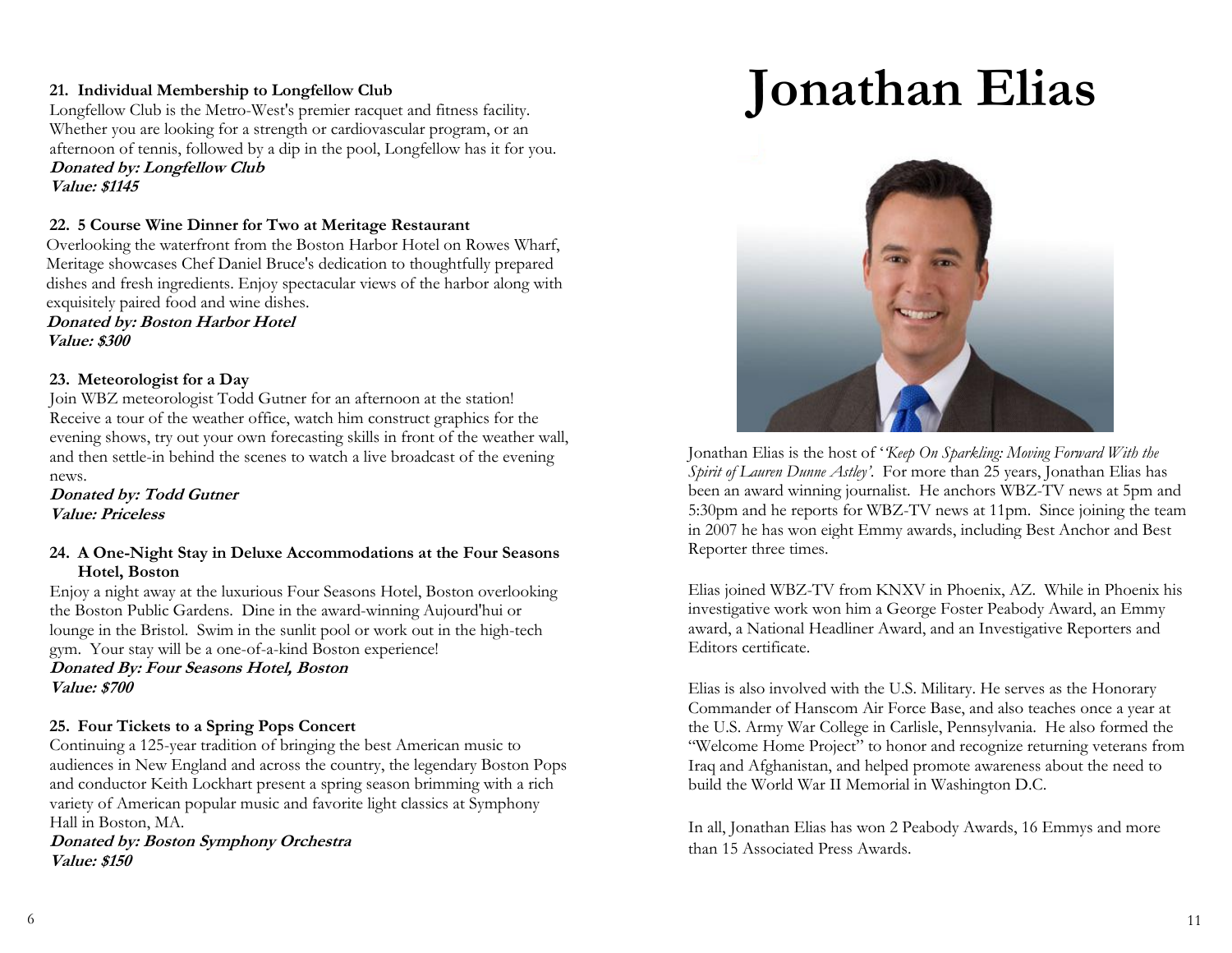**21. Individual Membership to Longfellow Club**

Longfellow Club is the Metro-West's premier racquet and fitness facility. Whether you are looking for a strength or cardiovascular program, or an afternoon of tennis, followed by a dip in the pool, Longfellow has it for you.

***Donated by: Longfellow Club***
***Value: $1145***

**22. 5 Course Wine Dinner for Two at Meritage Restaurant**

Overlooking the waterfront from the Boston Harbor Hotel on Rowes Wharf, Meritage showcases Chef Daniel Bruce's dedication to thoughtfully prepared dishes and fresh ingredients. Enjoy spectacular views of the harbor along with exquisitely paired food and wine dishes.

***Donated by: Boston Harbor Hotel***
***Value: $300***

**23. Meteorologist for a Day**

Join WBZ meteorologist Todd Gutner for an afternoon at the station! Receive a tour of the weather office, watch him construct graphics for the evening shows, try out your own forecasting skills in front of the weather wall, and then settle-in behind the scenes to watch a live broadcast of the evening news.

***Donated by: Todd Gutner***
***Value: Priceless***

**24. A One-Night Stay in Deluxe Accommodations at the Four Seasons Hotel, Boston**

Enjoy a night away at the luxurious Four Seasons Hotel, Boston overlooking the Boston Public Gardens. Dine in the award-winning Aujourd'hui or lounge in the Bristol. Swim in the sunlit pool or work out in the high-tech gym. Your stay will be a one-of-a-kind Boston experience!

***Donated By: Four Seasons Hotel, Boston***
***Value: $700***

**25. Four Tickets to a Spring Pops Concert**

Continuing a 125-year tradition of bringing the best American music to audiences in New England and across the country, the legendary Boston Pops and conductor Keith Lockhart present a spring season brimming with a rich variety of American popular music and favorite light classics at Symphony Hall in Boston, MA.

***Donated by: Boston Symphony Orchestra***
***Value: $150***

# Jonathan Elias

Jonathan Elias is the host of '*Keep On Sparkling: Moving Forward With the Spirit of Lauren Dunne Astley'*. For more than 25 years, Jonathan Elias has been an award winning journalist. He anchors WBZ-TV news at 5pm and 5:30pm and he reports for WBZ-TV news at 11pm. Since joining the team in 2007 he has won eight Emmy awards, including Best Anchor and Best Reporter three times.

Elias joined WBZ-TV from KNXV in Phoenix, AZ. While in Phoenix his investigative work won him a George Foster Peabody Award, an Emmy award, a National Headliner Award, and an Investigative Reporters and Editors certificate.

Elias is also involved with the U.S. Military. He serves as the Honorary Commander of Hanscom Air Force Base, and also teaches once a year at the U.S. Army War College in Carlisle, Pennsylvania. He also formed the "Welcome Home Project" to honor and recognize returning veterans from Iraq and Afghanistan, and helped promote awareness about the need to build the World War II Memorial in Washington D.C.

In all, Jonathan Elias has won 2 Peabody Awards, 16 Emmys and more than 15 Associated Press Awards.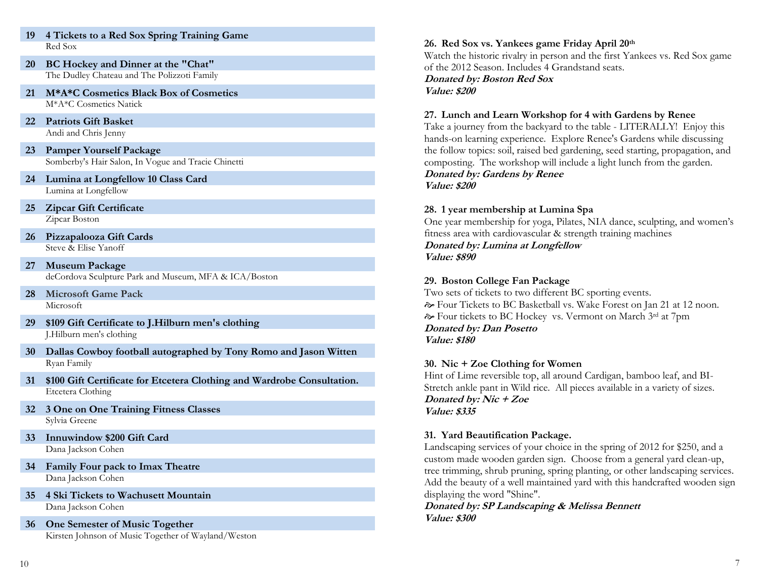**19 4 Tickets to a Red Sox Spring Training Game**
Red Sox

**20 BC Hockey and Dinner at the "Chat"**
The Dudley Chateau and The Polizzoti Family

**21 M*A*C Cosmetics Black Box of Cosmetics**
M*A*C Cosmetics Natick

**22 Patriots Gift Basket**
Andi and Chris Jenny

**23 Pamper Yourself Package**
Somberby's Hair Salon, In Vogue and Tracie Chinetti

**24 Lumina at Longfellow 10 Class Card**
Lumina at Longfellow

**25 Zipcar Gift Certificate**
Zipcar Boston

**26 Pizzapalooza Gift Cards**
Steve & Elise Yanoff

**27 Museum Package**
deCordova Sculpture Park and Museum, MFA & ICA/Boston

**28 Microsoft Game Pack**
Microsoft

**29 $109 Gift Certificate to J.Hilburn men's clothing**
J.Hilburn men's clothing

**30 Dallas Cowboy football autographed by Tony Romo and Jason Witten**
Ryan Family

**31 $100 Gift Certificate for Etcetera Clothing and Wardrobe Consultation.**
Etcetera Clothing

**32 3 One on One Training Fitness Classes**
Sylvia Greene

**33 Innuwindow $200 Gift Card**
Dana Jackson Cohen

**34 Family Four pack to Imax Theatre**
Dana Jackson Cohen

**35 4 Ski Tickets to Wachusett Mountain**
Dana Jackson Cohen

**36 One Semester of Music Together**
Kirsten Johnson of Music Together of Wayland/Weston

**26. Red Sox vs. Yankees game Friday April 20th**
Watch the historic rivalry in person and the first Yankees vs. Red Sox game of the 2012 Season. Includes 4 Grandstand seats.
***Donated by: Boston Red Sox***
***Value: $200***

**27. Lunch and Learn Workshop for 4 with Gardens by Renee**
Take a journey from the backyard to the table - LITERALLY! Enjoy this hands-on learning experience. Explore Renee's Gardens while discussing the follow topics: soil, raised bed gardening, seed starting, propagation, and composting. The workshop will include a light lunch from the garden.
***Donated by: Gardens by Renee***
***Value: $200***

**28. 1 year membership at Lumina Spa**
One year membership for yoga, Pilates, NIA dance, sculpting, and women's fitness area with cardiovascular & strength training machines
***Donated by: Lumina at Longfellow***
***Value: $890***

**29. Boston College Fan Package**
Two sets of tickets to two different BC sporting events.
- Four Tickets to BC Basketball vs. Wake Forest on Jan 21 at 12 noon.
- Four tickets to BC Hockey vs. Vermont on March 3rd at 7pm

***Donated by: Dan Posetto***
***Value: $180***

**30. Nic + Zoe Clothing for Women**
Hint of Lime reversible top, all around Cardigan, bamboo leaf, and BI-Stretch ankle pant in Wild rice. All pieces available in a variety of sizes.
***Donated by: Nic + Zoe***
***Value: $335***

**31. Yard Beautification Package.**
Landscaping services of your choice in the spring of 2012 for $250, and a custom made wooden garden sign. Choose from a general yard clean-up, tree trimming, shrub pruning, spring planting, or other landscaping services. Add the beauty of a well maintained yard with this handcrafted wooden sign displaying the word "Shine".
***Donated by: SP Landscaping & Melissa Bennett***
***Value: $300***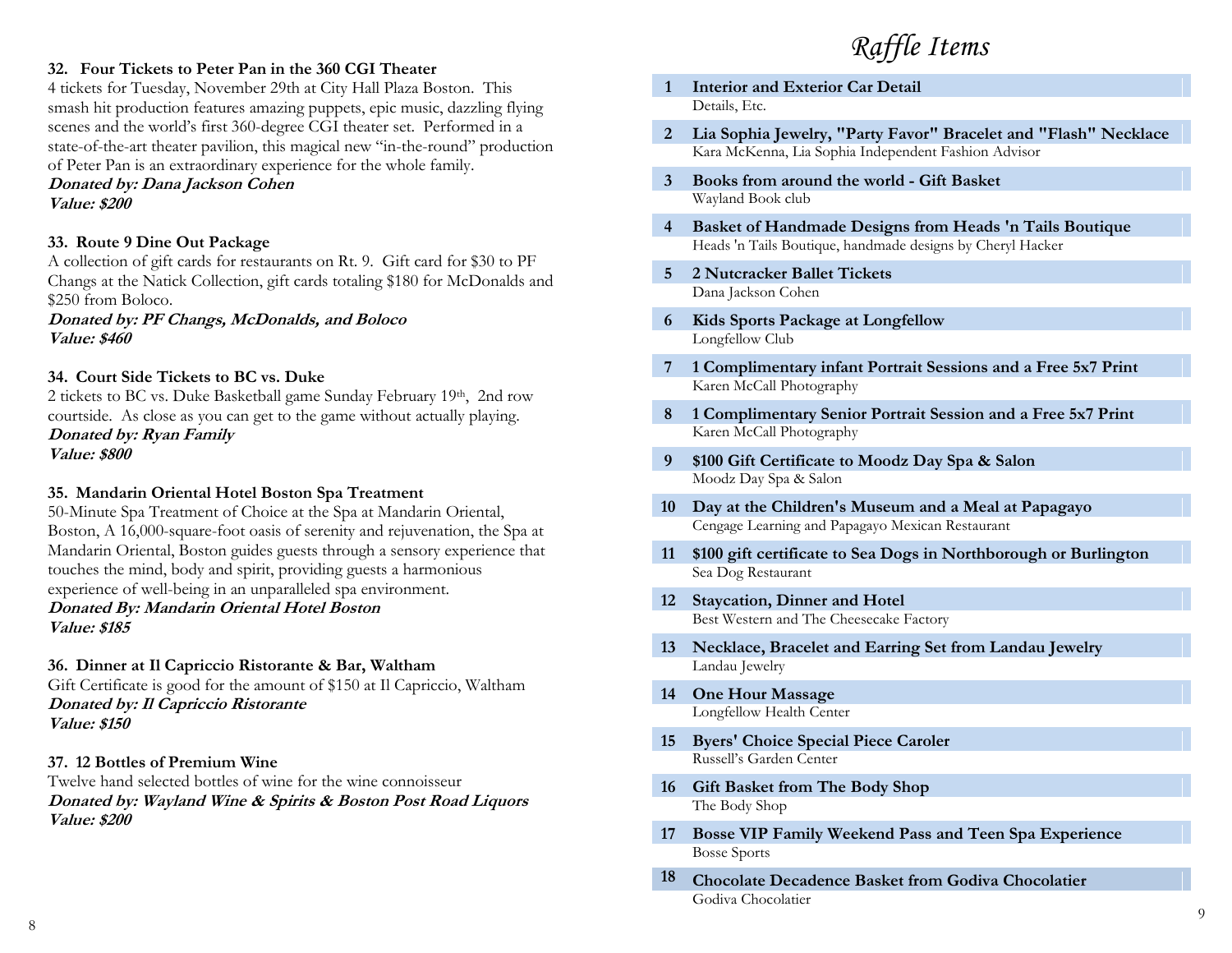**32. Four Tickets to Peter Pan in the 360 CGI Theater**

4 tickets for Tuesday, November 29th at City Hall Plaza Boston. This smash hit production features amazing puppets, epic music, dazzling flying scenes and the world's first 360-degree CGI theater set. Performed in a state-of-the-art theater pavilion, this magical new "in-the-round" production of Peter Pan is an extraordinary experience for the whole family.

***Donated by: Dana Jackson Cohen***
***Value: $200***

**33. Route 9 Dine Out Package**

A collection of gift cards for restaurants on Rt. 9. Gift card for $30 to PF Changs at the Natick Collection, gift cards totaling $180 for McDonalds and $250 from Boloco.

***Donated by: PF Changs, McDonalds, and Boloco***
***Value: $460***

**34. Court Side Tickets to BC vs. Duke**

2 tickets to BC vs. Duke Basketball game Sunday February 19th, 2nd row courtside. As close as you can get to the game without actually playing.

***Donated by: Ryan Family***
***Value: $800***

**35. Mandarin Oriental Hotel Boston Spa Treatment**

50-Minute Spa Treatment of Choice at the Spa at Mandarin Oriental, Boston, A 16,000-square-foot oasis of serenity and rejuvenation, the Spa at Mandarin Oriental, Boston guides guests through a sensory experience that touches the mind, body and spirit, providing guests a harmonious experience of well-being in an unparalleled spa environment.

***Donated By: Mandarin Oriental Hotel Boston***
***Value: $185***

**36. Dinner at Il Capriccio Ristorante & Bar, Waltham**

Gift Certificate is good for the amount of $150 at Il Capriccio, Waltham

***Donated by: Il Capriccio Ristorante***
***Value: $150***

**37. 12 Bottles of Premium Wine**

Twelve hand selected bottles of wine for the wine connoisseur

***Donated by: Wayland Wine & Spirits & Boston Post Road Liquors***
***Value: $200***

# *Raffle Items*

**1 Interior and Exterior Car Detail**
Details, Etc.

**2 Lia Sophia Jewelry, "Party Favor" Bracelet and "Flash" Necklace**
Kara McKenna, Lia Sophia Independent Fashion Advisor

**3 Books from around the world - Gift Basket**
Wayland Book club

**4 Basket of Handmade Designs from Heads 'n Tails Boutique**
Heads 'n Tails Boutique, handmade designs by Cheryl Hacker

**5 2 Nutcracker Ballet Tickets**
Dana Jackson Cohen

**6 Kids Sports Package at Longfellow**
Longfellow Club

**7 1 Complimentary infant Portrait Sessions and a Free 5x7 Print**
Karen McCall Photography

**8 1 Complimentary Senior Portrait Session and a Free 5x7 Print**
Karen McCall Photography

**9 $100 Gift Certificate to Moodz Day Spa & Salon**
Moodz Day Spa & Salon

**10 Day at the Children's Museum and a Meal at Papagayo**
Cengage Learning and Papagayo Mexican Restaurant

**11 $100 gift certificate to Sea Dogs in Northborough or Burlington**
Sea Dog Restaurant

**12 Staycation, Dinner and Hotel**
Best Western and The Cheesecake Factory

**13 Necklace, Bracelet and Earring Set from Landau Jewelry**
Landau Jewelry

**14 One Hour Massage**
Longfellow Health Center

**15 Byers' Choice Special Piece Caroler**
Russell's Garden Center

**16 Gift Basket from The Body Shop**
The Body Shop

**17 Bosse VIP Family Weekend Pass and Teen Spa Experience**
Bosse Sports

**18 Chocolate Decadence Basket from Godiva Chocolatier**
Godiva Chocolatier